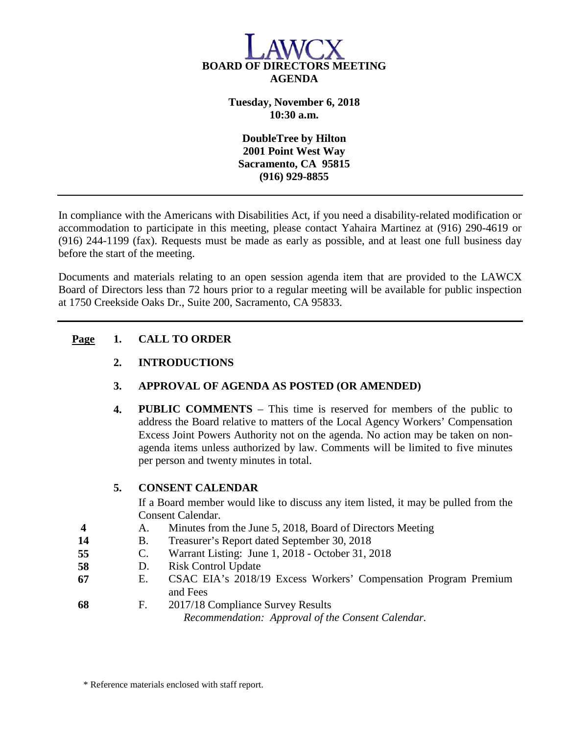# LAWCX

## BOARD OF DIRECTORS MEETING
## AGENDA

**Tuesday, November 6, 2018**
**10:30 a.m.**

**DoubleTree by Hilton**
**2001 Point West Way**
**Sacramento, CA 95815**
**(916) 929-8855**

---

In compliance with the Americans with Disabilities Act, if you need a disability-related modification or accommodation to participate in this meeting, please contact Yahaira Martinez at (916) 290-4619 or (916) 244-1199 (fax). Requests must be made as early as possible, and at least one full business day before the start of the meeting.

Documents and materials relating to an open session agenda item that are provided to the LAWCX Board of Directors less than 72 hours prior to a regular meeting will be available for public inspection at 1750 Creekside Oaks Dr., Suite 200, Sacramento, CA 95833.

---

**Page**

**1. CALL TO ORDER**

**2. INTRODUCTIONS**

**3. APPROVAL OF AGENDA AS POSTED (OR AMENDED)**

**4. PUBLIC COMMENTS** – This time is reserved for members of the public to address the Board relative to matters of the Local Agency Workers' Compensation Excess Joint Powers Authority not on the agenda. No action may be taken on non-agenda items unless authorized by law. Comments will be limited to five minutes per person and twenty minutes in total.

**5. CONSENT CALENDAR**

If a Board member would like to discuss any item listed, it may be pulled from the Consent Calendar.

| Page | | Item |
|---|---|---|
| 4 | A. | Minutes from the June 5, 2018, Board of Directors Meeting |
| 14 | B. | Treasurer's Report dated September 30, 2018 |
| 55 | C. | Warrant Listing: June 1, 2018 - October 31, 2018 |
| 58 | D. | Risk Control Update |
| 67 | E. | CSAC EIA's 2018/19 Excess Workers' Compensation Program Premium and Fees |
| 68 | F. | 2017/18 Compliance Survey Results |

*Recommendation: Approval of the Consent Calendar.*

\* Reference materials enclosed with staff report.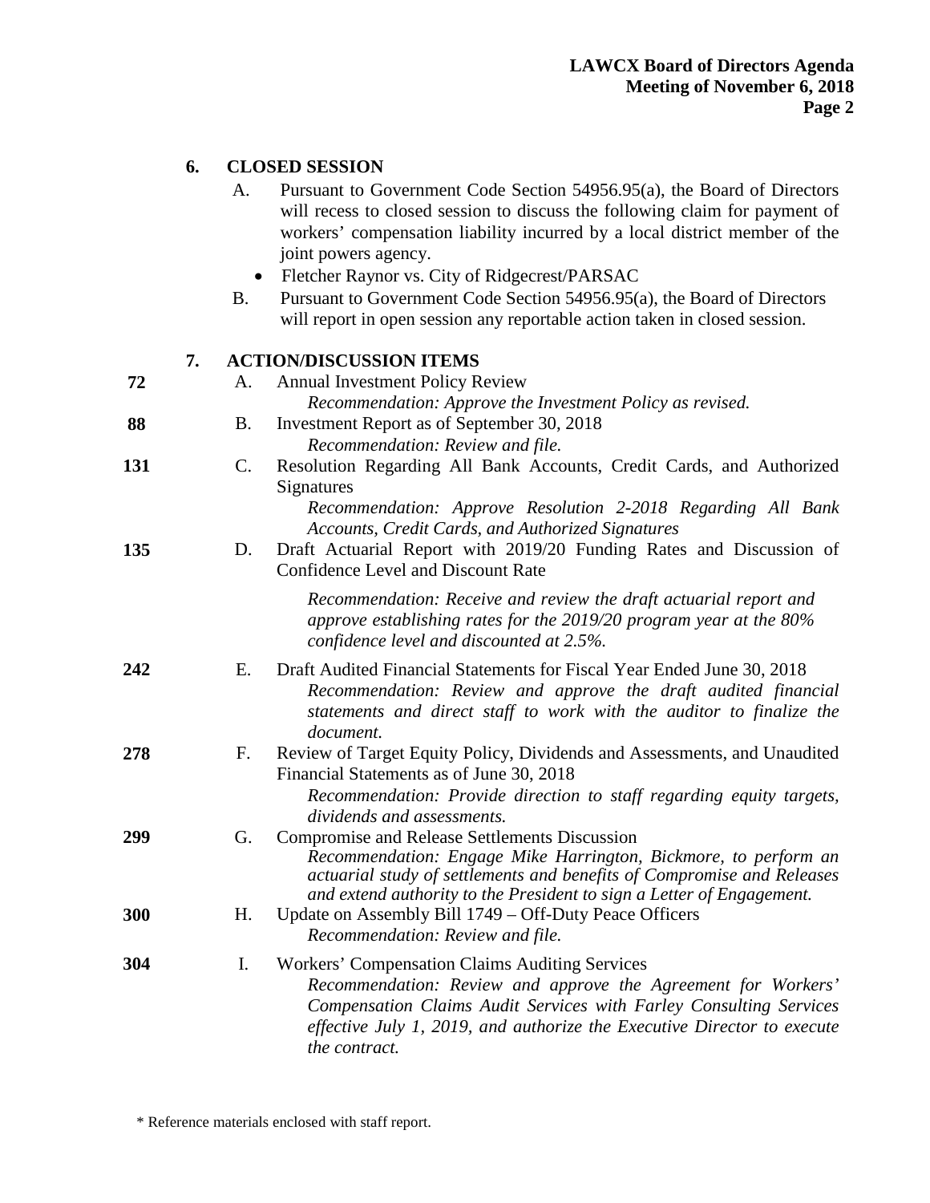## 6. CLOSED SESSION

A. Pursuant to Government Code Section 54956.95(a), the Board of Directors will recess to closed session to discuss the following claim for payment of workers' compensation liability incurred by a local district member of the joint powers agency.

- Fletcher Raynor vs. City of Ridgecrest/PARSAC

B. Pursuant to Government Code Section 54956.95(a), the Board of Directors will report in open session any reportable action taken in closed session.

## 7. ACTION/DISCUSSION ITEMS

**72** A. Annual Investment Policy Review
*Recommendation: Approve the Investment Policy as revised.*

**88** B. Investment Report as of September 30, 2018
*Recommendation: Review and file.*

**131** C. Resolution Regarding All Bank Accounts, Credit Cards, and Authorized Signatures
*Recommendation: Approve Resolution 2-2018 Regarding All Bank Accounts, Credit Cards, and Authorized Signatures*

**135** D. Draft Actuarial Report with 2019/20 Funding Rates and Discussion of Confidence Level and Discount Rate

*Recommendation: Receive and review the draft actuarial report and approve establishing rates for the 2019/20 program year at the 80% confidence level and discounted at 2.5%.*

**242** E. Draft Audited Financial Statements for Fiscal Year Ended June 30, 2018
*Recommendation: Review and approve the draft audited financial statements and direct staff to work with the auditor to finalize the document.*

**278** F. Review of Target Equity Policy, Dividends and Assessments, and Unaudited Financial Statements as of June 30, 2018
*Recommendation: Provide direction to staff regarding equity targets, dividends and assessments.*

**299** G. Compromise and Release Settlements Discussion
*Recommendation: Engage Mike Harrington, Bickmore, to perform an actuarial study of settlements and benefits of Compromise and Releases and extend authority to the President to sign a Letter of Engagement.*

**300** H. Update on Assembly Bill 1749 – Off-Duty Peace Officers
*Recommendation: Review and file.*

**304** I. Workers' Compensation Claims Auditing Services
*Recommendation: Review and approve the Agreement for Workers' Compensation Claims Audit Services with Farley Consulting Services effective July 1, 2019, and authorize the Executive Director to execute the contract.*

\* Reference materials enclosed with staff report.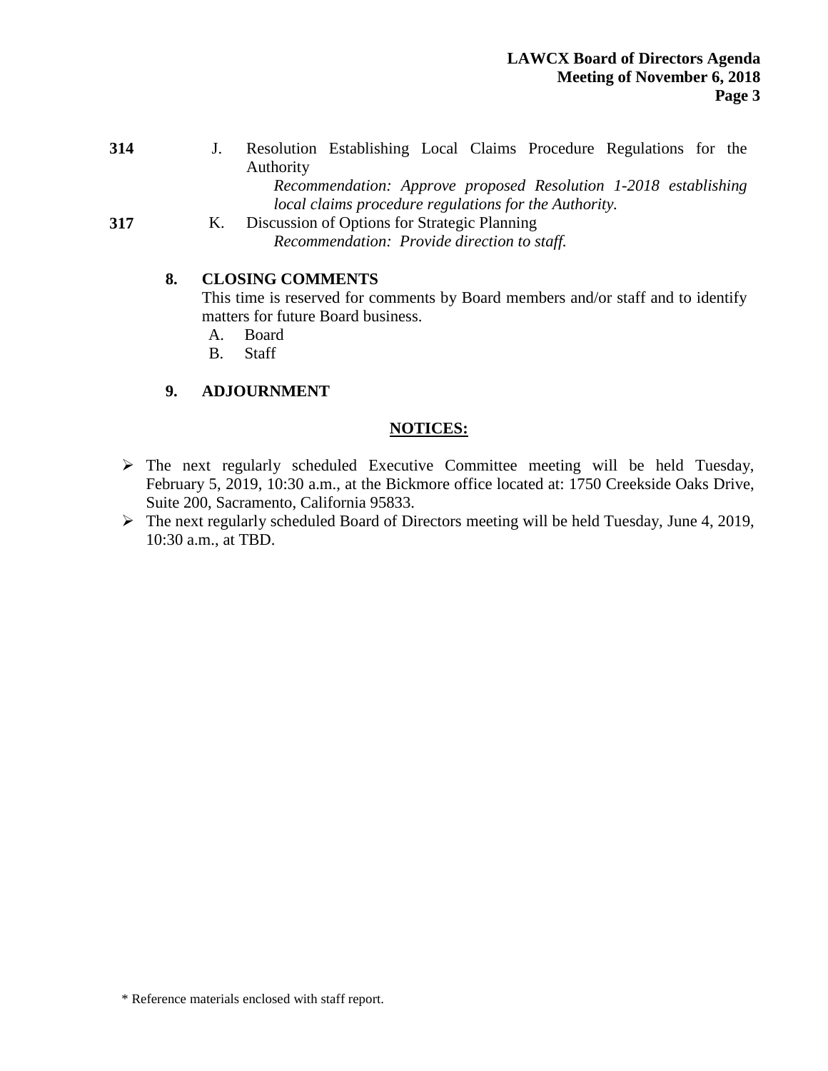314 J. Resolution Establishing Local Claims Procedure Regulations for the Authority
*Recommendation: Approve proposed Resolution 1-2018 establishing local claims procedure regulations for the Authority.*

317 K. Discussion of Options for Strategic Planning
*Recommendation: Provide direction to staff.*

**8. CLOSING COMMENTS**

This time is reserved for comments by Board members and/or staff and to identify matters for future Board business.

A. Board
B. Staff

**9. ADJOURNMENT**

**NOTICES:**

- The next regularly scheduled Executive Committee meeting will be held Tuesday, February 5, 2019, 10:30 a.m., at the Bickmore office located at: 1750 Creekside Oaks Drive, Suite 200, Sacramento, California 95833.
- The next regularly scheduled Board of Directors meeting will be held Tuesday, June 4, 2019, 10:30 a.m., at TBD.

\* Reference materials enclosed with staff report.